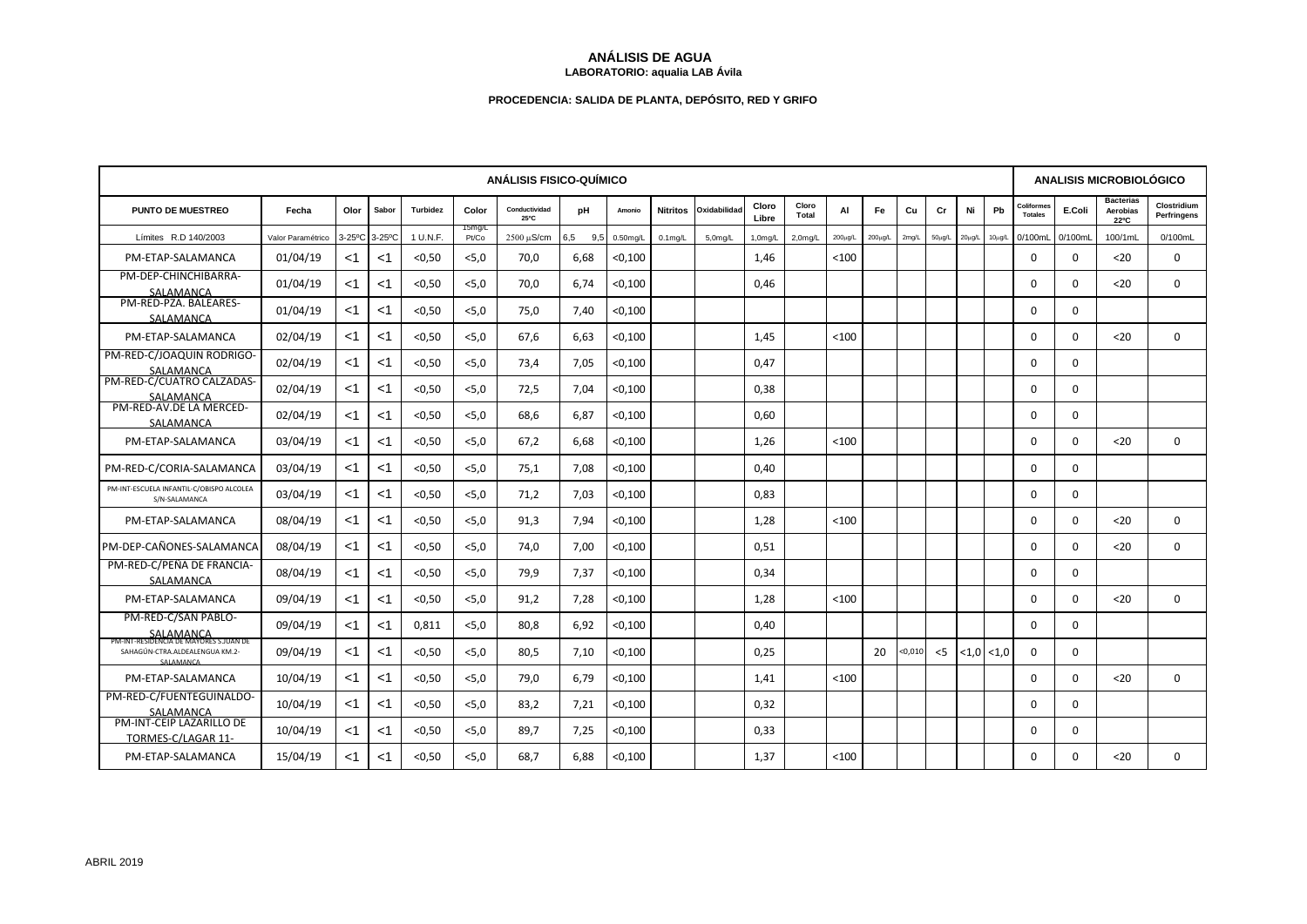# ANÁLISIS DE AGUA

**LABORATORIO: aqualia LAB Ávila**

**PROCEDENCIA: SALIDA DE PLANTA, DEPÓSITO, RED Y GRIFO**

| ANÁLISIS FISICO-QUÍMICO | | | | | | | | | | | | | | | | | | | ANALISIS MICROBIOLÓGICO | | | |
|---|---|---|---|---|---|---|---|---|---|---|---|---|---|---|---|---|---|---|---|---|---|---|
| PUNTO DE MUESTREO | Fecha | Olor | Sabor | Turbidez | Color | Conductividad 25ºC | pH | Amonio | Nitritos | Oxidabilidad | Cloro Libre | Cloro Total | Al | Fe | Cu | Cr | Ni | Pb | Coliformes Totales | E.Coli | Bacterias Aerobias 22ºC | Clostridium Perfringens |
| Límites R.D 140/2003 | Valor Paramétrico | 3-25ºC | 3-25ºC | 1 U.N.F. | 15mg/L Pt/Co | 2500 µS/cm | 6,5 9,5 | 0.50mg/L | 0.1mg/L | 5,0mg/L | 1,0mg/L | 2,0mg/L | 200µg/L | 200µg/L | 2mg/L | 50µg/L | 20µg/L | 10µg/L | 0/100mL | 0/100mL | 100/1mL | 0/100mL |
| PM-ETAP-SALAMANCA | 01/04/19 | <1 | <1 | <0,50 | <5,0 | 70,0 | 6,68 | <0,100 | | | 1,46 | | <100 | | | | | | 0 | 0 | <20 | 0 |
| PM-DEP-CHINCHIBARRA-SALAMANCA | 01/04/19 | <1 | <1 | <0,50 | <5,0 | 70,0 | 6,74 | <0,100 | | | 0,46 | | | | | | | | 0 | 0 | <20 | 0 |
| PM-RED-PZA. BALEARES-SALAMANCA | 01/04/19 | <1 | <1 | <0,50 | <5,0 | 75,0 | 7,40 | <0,100 | | | | | | | | | | | 0 | 0 | | |
| PM-ETAP-SALAMANCA | 02/04/19 | <1 | <1 | <0,50 | <5,0 | 67,6 | 6,63 | <0,100 | | | 1,45 | | <100 | | | | | | 0 | 0 | <20 | 0 |
| PM-RED-C/JOAQUIN RODRIGO-SALAMANCA | 02/04/19 | <1 | <1 | <0,50 | <5,0 | 73,4 | 7,05 | <0,100 | | | 0,47 | | | | | | | | 0 | 0 | | |
| PM-RED-C/CUATRO CALZADAS-SALAMANCA | 02/04/19 | <1 | <1 | <0,50 | <5,0 | 72,5 | 7,04 | <0,100 | | | 0,38 | | | | | | | | 0 | 0 | | |
| PM-RED-AV.DE LA MERCED-SALAMANCA | 02/04/19 | <1 | <1 | <0,50 | <5,0 | 68,6 | 6,87 | <0,100 | | | 0,60 | | | | | | | | 0 | 0 | | |
| PM-ETAP-SALAMANCA | 03/04/19 | <1 | <1 | <0,50 | <5,0 | 67,2 | 6,68 | <0,100 | | | 1,26 | | <100 | | | | | | 0 | 0 | <20 | 0 |
| PM-RED-C/CORIA-SALAMANCA | 03/04/19 | <1 | <1 | <0,50 | <5,0 | 75,1 | 7,08 | <0,100 | | | 0,40 | | | | | | | | 0 | 0 | | |
| PM-INT-ESCUELA INFANTIL-C/OBISPO ALCOLEA S/N-SALAMANCA | 03/04/19 | <1 | <1 | <0,50 | <5,0 | 71,2 | 7,03 | <0,100 | | | 0,83 | | | | | | | | 0 | 0 | | |
| PM-ETAP-SALAMANCA | 08/04/19 | <1 | <1 | <0,50 | <5,0 | 91,3 | 7,94 | <0,100 | | | 1,28 | | <100 | | | | | | 0 | 0 | <20 | 0 |
| PM-DEP-CAÑONES-SALAMANCA | 08/04/19 | <1 | <1 | <0,50 | <5,0 | 74,0 | 7,00 | <0,100 | | | 0,51 | | | | | | | | 0 | 0 | <20 | 0 |
| PM-RED-C/PEÑA DE FRANCIA-SALAMANCA | 08/04/19 | <1 | <1 | <0,50 | <5,0 | 79,9 | 7,37 | <0,100 | | | 0,34 | | | | | | | | 0 | 0 | | |
| PM-ETAP-SALAMANCA | 09/04/19 | <1 | <1 | <0,50 | <5,0 | 91,2 | 7,28 | <0,100 | | | 1,28 | | <100 | | | | | | 0 | 0 | <20 | 0 |
| PM-RED-C/SAN PABLO-SALAMANCA | 09/04/19 | <1 | <1 | 0,811 | <5,0 | 80,8 | 6,92 | <0,100 | | | 0,40 | | | | | | | | 0 | 0 | | |
| PM-INT-RESIDENCIA DE MAYORES S.JUAN DE SAHAGÚN-CTRA.ALDEALENGUA KM.2-SALAMANCA | 09/04/19 | <1 | <1 | <0,50 | <5,0 | 80,5 | 7,10 | <0,100 | | | 0,25 | | | 20 | <0,010 | <5 | <1,0 | <1,0 | 0 | 0 | | |
| PM-ETAP-SALAMANCA | 10/04/19 | <1 | <1 | <0,50 | <5,0 | 79,0 | 6,79 | <0,100 | | | 1,41 | | <100 | | | | | | 0 | 0 | <20 | 0 |
| PM-RED-C/FUENTEGUINALDO-SALAMANCA | 10/04/19 | <1 | <1 | <0,50 | <5,0 | 83,2 | 7,21 | <0,100 | | | 0,32 | | | | | | | | 0 | 0 | | |
| PM-INT-CEIP LAZARILLO DE TORMES-C/LAGAR 11- | 10/04/19 | <1 | <1 | <0,50 | <5,0 | 89,7 | 7,25 | <0,100 | | | 0,33 | | | | | | | | 0 | 0 | | |
| PM-ETAP-SALAMANCA | 15/04/19 | <1 | <1 | <0,50 | <5,0 | 68,7 | 6,88 | <0,100 | | | 1,37 | | <100 | | | | | | 0 | 0 | <20 | 0 |

ABRIL 2019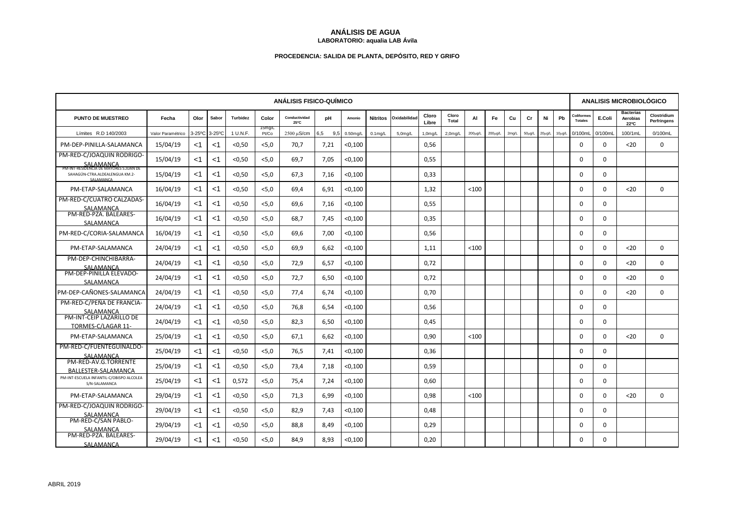# ANÁLISIS DE AGUA
**LABORATORIO: aqualia LAB Ávila**

**PROCEDENCIA: SALIDA DE PLANTA, DEPÓSITO, RED Y GRIFO**

| ANÁLISIS FISICO-QUÍMICO | | | | | | | | | | | | | | | | | | | | | ANALISIS MICROBIOLÓGICO | | | |
|---|---|---|---|---|---|---|---|---|---|---|---|---|---|---|---|---|---|---|---|---|---|---|---|---|
| PUNTO DE MUESTREO | Fecha | Olor | Sabor | Turbidez | Color | Conductividad 25ºC | pH | Amonio | Nitritos | Oxidabilidad | Cloro Libre | Cloro Total | Al | Fe | Cu | Cr | Ni | Pb | Coliformes Totales | E.Coli | Bacterias Aerobias 22ºC | Clostridium Perfringens |
| Límites R.D 140/2003 | Valor Paramétrico | 3-25ºC | 3-25ºC | 1 U.N.F. | 15mg/L Pt/Co | 2500 µS/cm | 6,5 9,5 | 0.50mg/L | 0.1mg/L | 5,0mg/L | 1,0mg/L | 2,0mg/L | 200µg/L | 200µg/L | 2mg/L | 50µg/L | 20µg/L | 10µg/L | 0/100mL | 0/100mL | 100/1mL | 0/100mL |
| PM-DEP-PINILLA-SALAMANCA | 15/04/19 | <1 | <1 | <0,50 | <5,0 | 70,7 | 7,21 | <0,100 | | | 0,56 | | | | | | | | 0 | 0 | <20 | 0 |
| PM-RED-C/JOAQUIN RODRIGO-SALAMANCA | 15/04/19 | <1 | <1 | <0,50 | <5,0 | 69,7 | 7,05 | <0,100 | | | 0,55 | | | | | | | | 0 | 0 | | |
| PM-INT-RESIDENCIA DE MAYORES S.JUAN DE SAHAGÚN-CTRA.ALDEALENGUA KM.2-SALAMANCA | 15/04/19 | <1 | <1 | <0,50 | <5,0 | 67,3 | 7,16 | <0,100 | | | 0,33 | | | | | | | | 0 | 0 | | |
| PM-ETAP-SALAMANCA | 16/04/19 | <1 | <1 | <0,50 | <5,0 | 69,4 | 6,91 | <0,100 | | | 1,32 | | <100 | | | | | | 0 | 0 | <20 | 0 |
| PM-RED-C/CUATRO CALZADAS-SALAMANCA | 16/04/19 | <1 | <1 | <0,50 | <5,0 | 69,6 | 7,16 | <0,100 | | | 0,55 | | | | | | | | 0 | 0 | | |
| PM-RED-PZA. BALEARES-SALAMANCA | 16/04/19 | <1 | <1 | <0,50 | <5,0 | 68,7 | 7,45 | <0,100 | | | 0,35 | | | | | | | | 0 | 0 | | |
| PM-RED-C/CORIA-SALAMANCA | 16/04/19 | <1 | <1 | <0,50 | <5,0 | 69,6 | 7,00 | <0,100 | | | 0,56 | | | | | | | | 0 | 0 | | |
| PM-ETAP-SALAMANCA | 24/04/19 | <1 | <1 | <0,50 | <5,0 | 69,9 | 6,62 | <0,100 | | | 1,11 | | <100 | | | | | | 0 | 0 | <20 | 0 |
| PM-DEP-CHINCHIBARRA-SALAMANCA | 24/04/19 | <1 | <1 | <0,50 | <5,0 | 72,9 | 6,57 | <0,100 | | | 0,72 | | | | | | | | 0 | 0 | <20 | 0 |
| PM-DEP-PINILLA ELEVADO-SALAMANCA | 24/04/19 | <1 | <1 | <0,50 | <5,0 | 72,7 | 6,50 | <0,100 | | | 0,72 | | | | | | | | 0 | 0 | <20 | 0 |
| PM-DEP-CAÑONES-SALAMANCA | 24/04/19 | <1 | <1 | <0,50 | <5,0 | 77,4 | 6,74 | <0,100 | | | 0,70 | | | | | | | | 0 | 0 | <20 | 0 |
| PM-RED-C/PEÑA DE FRANCIA-SALAMANCA | 24/04/19 | <1 | <1 | <0,50 | <5,0 | 76,8 | 6,54 | <0,100 | | | 0,56 | | | | | | | | 0 | 0 | | |
| PM-INT-CEIP LAZARILLO DE TORMES-C/LAGAR 11- | 24/04/19 | <1 | <1 | <0,50 | <5,0 | 82,3 | 6,50 | <0,100 | | | 0,45 | | | | | | | | 0 | 0 | | |
| PM-ETAP-SALAMANCA | 25/04/19 | <1 | <1 | <0,50 | <5,0 | 67,1 | 6,62 | <0,100 | | | 0,90 | | <100 | | | | | | 0 | 0 | <20 | 0 |
| PM-RED-C/FUENTEGUINALDO-SALAMANCA | 25/04/19 | <1 | <1 | <0,50 | <5,0 | 76,5 | 7,41 | <0,100 | | | 0,36 | | | | | | | | 0 | 0 | | |
| PM-RED-AV.G.TORRENTE BALLESTER-SALAMANCA | 25/04/19 | <1 | <1 | <0,50 | <5,0 | 73,4 | 7,18 | <0,100 | | | 0,59 | | | | | | | | 0 | 0 | | |
| PM-INT-ESCUELA INFANTIL-C/OBISPO ALCOLEA S/N-SALAMANCA | 25/04/19 | <1 | <1 | 0,572 | <5,0 | 75,4 | 7,24 | <0,100 | | | 0,60 | | | | | | | | 0 | 0 | | |
| PM-ETAP-SALAMANCA | 29/04/19 | <1 | <1 | <0,50 | <5,0 | 71,3 | 6,99 | <0,100 | | | 0,98 | | <100 | | | | | | 0 | 0 | <20 | 0 |
| PM-RED-C/JOAQUIN RODRIGO-SALAMANCA | 29/04/19 | <1 | <1 | <0,50 | <5,0 | 82,9 | 7,43 | <0,100 | | | 0,48 | | | | | | | | 0 | 0 | | |
| PM-RED-C/SAN PABLO-SALAMANCA | 29/04/19 | <1 | <1 | <0,50 | <5,0 | 88,8 | 8,49 | <0,100 | | | 0,29 | | | | | | | | 0 | 0 | | |
| PM-RED-PZA. BALEARES-SALAMANCA | 29/04/19 | <1 | <1 | <0,50 | <5,0 | 84,9 | 8,93 | <0,100 | | | 0,20 | | | | | | | | 0 | 0 | | |

ABRIL 2019